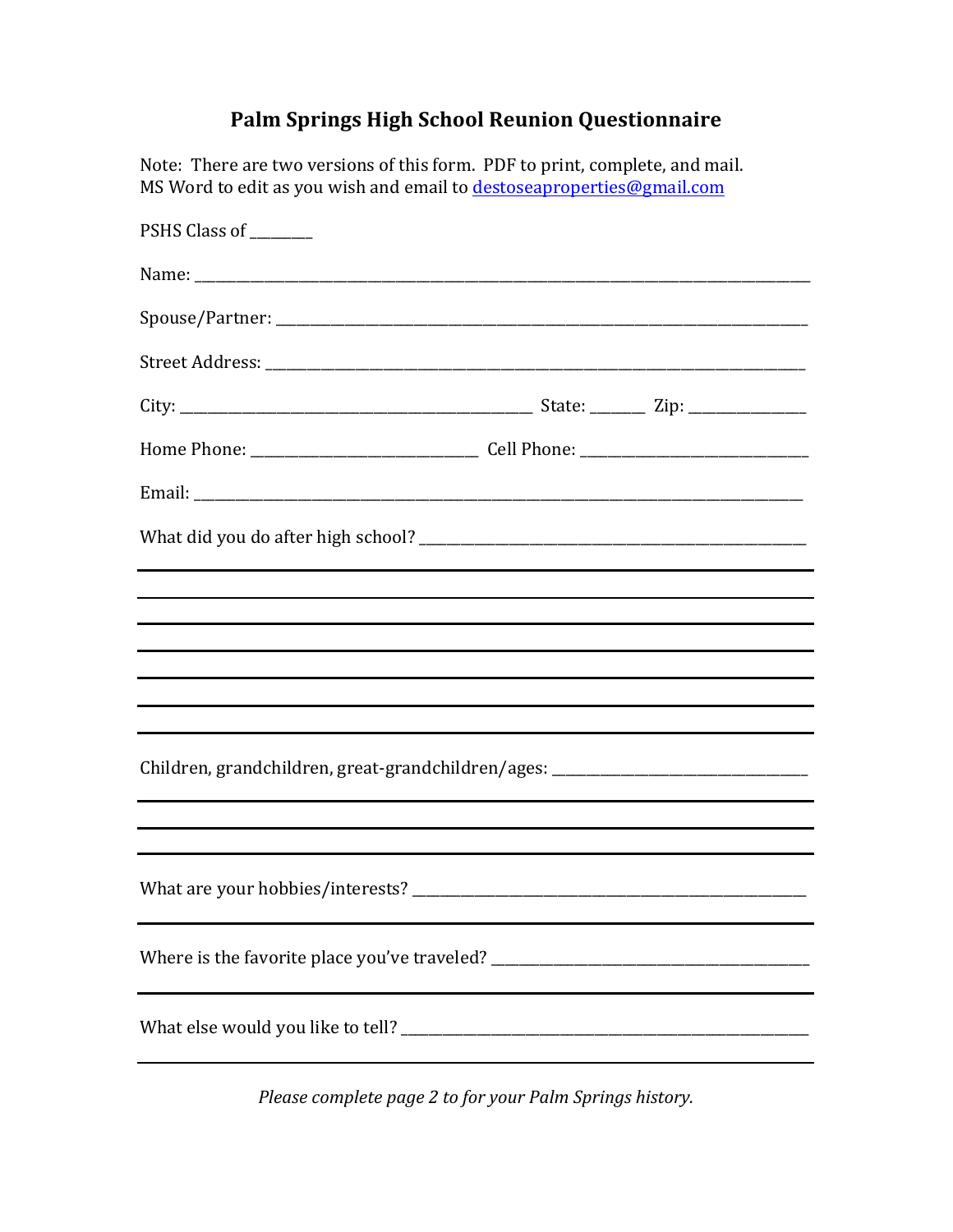# Palm Springs High School Reunion Questionnaire

Note: There are two versions of this form. PDF to print, complete, and mail.
MS Word to edit as you wish and email to [destoseaproperties@gmail.com](mailto:destoseaproperties@gmail.com)

PSHS Class of ________

Name: ____________________________________________________________________________

Spouse/Partner: ______________________________________________________________________

Street Address: _______________________________________________________________________

City: ____________________________________________ State: _______ Zip: _______________

Home Phone: ____________________________ Cell Phone: ____________________________

Email: _____________________________________________________________________________

What did you do after high school? ___________________________________________________

______________________________________________________________________________

______________________________________________________________________________

______________________________________________________________________________

______________________________________________________________________________

______________________________________________________________________________

______________________________________________________________________________

Children, grandchildren, great-grandchildren/ages: ________________________________

______________________________________________________________________________

______________________________________________________________________________

______________________________________________________________________________

What are your hobbies/interests? ____________________________________________________

______________________________________________________________________________

Where is the favorite place you've traveled? __________________________________________

______________________________________________________________________________

What else would you like to tell? _____________________________________________________

______________________________________________________________________________

*Please complete page 2 to for your Palm Springs history.*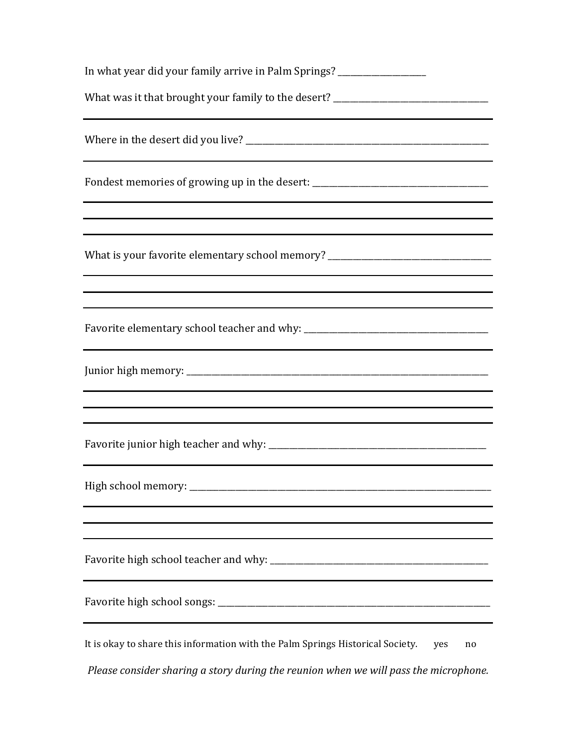In what year did your family arrive in Palm Springs? ____________________

What was it that brought your family to the desert? ____________________________________

Where in the desert did you live? ____________________________________________________________

Fondest memories of growing up in the desert: ________________________________________

What is your favorite elementary school memory? ______________________________________

Favorite elementary school teacher and why: ___________________________________________

Junior high memory: ____________________________________________________________________

Favorite junior high teacher and why: __________________________________________________

High school memory: ___________________________________________________________________

Favorite high school teacher and why: _________________________________________________

Favorite high school songs: _________________________________________________________

It is okay to share this information with the Palm Springs Historical Society. yes no

*Please consider sharing a story during the reunion when we will pass the microphone.*